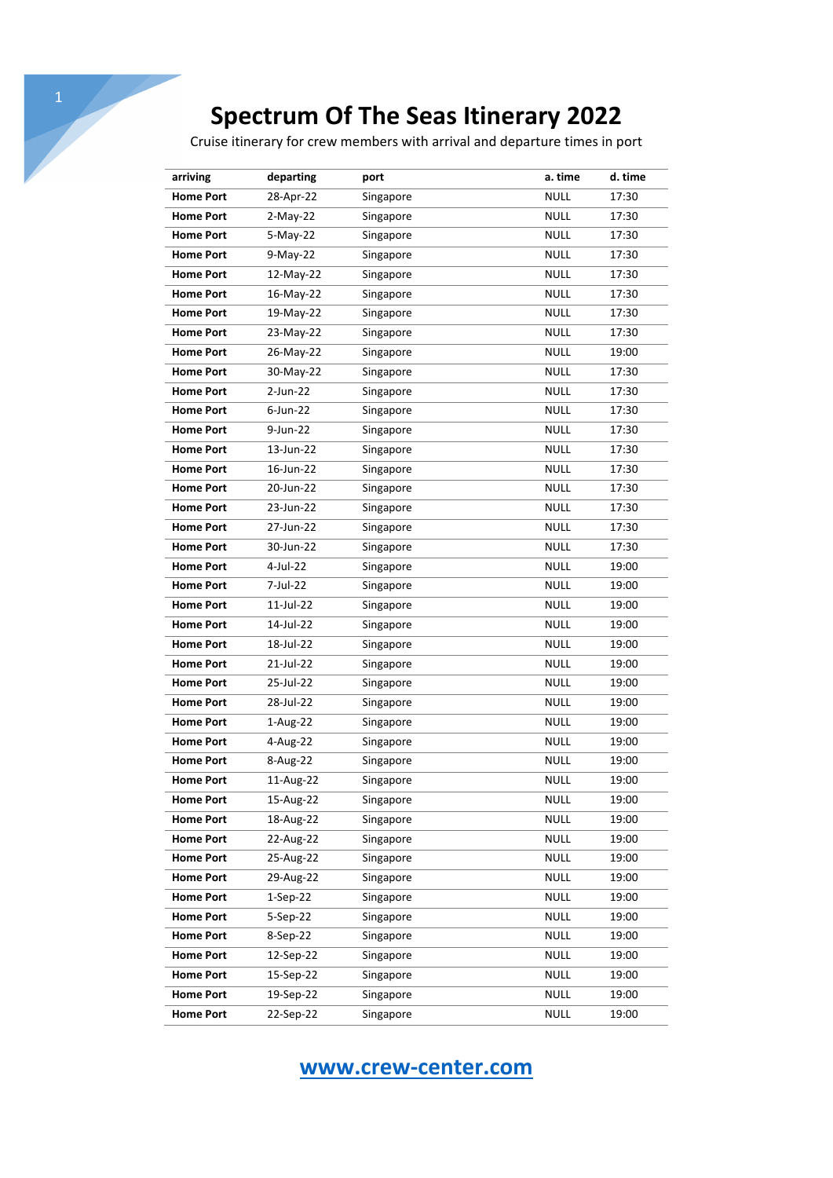# Spectrum Of The Seas Itinerary 2022

Cruise itinerary for crew members with arrival and departure times in port

| arriving | departing | port | a. time | d. time |
|---|---|---|---|---|
| **Home Port** | 28-Apr-22 | Singapore | NULL | 17:30 |
| **Home Port** | 2-May-22 | Singapore | NULL | 17:30 |
| **Home Port** | 5-May-22 | Singapore | NULL | 17:30 |
| **Home Port** | 9-May-22 | Singapore | NULL | 17:30 |
| **Home Port** | 12-May-22 | Singapore | NULL | 17:30 |
| **Home Port** | 16-May-22 | Singapore | NULL | 17:30 |
| **Home Port** | 19-May-22 | Singapore | NULL | 17:30 |
| **Home Port** | 23-May-22 | Singapore | NULL | 17:30 |
| **Home Port** | 26-May-22 | Singapore | NULL | 19:00 |
| **Home Port** | 30-May-22 | Singapore | NULL | 17:30 |
| **Home Port** | 2-Jun-22 | Singapore | NULL | 17:30 |
| **Home Port** | 6-Jun-22 | Singapore | NULL | 17:30 |
| **Home Port** | 9-Jun-22 | Singapore | NULL | 17:30 |
| **Home Port** | 13-Jun-22 | Singapore | NULL | 17:30 |
| **Home Port** | 16-Jun-22 | Singapore | NULL | 17:30 |
| **Home Port** | 20-Jun-22 | Singapore | NULL | 17:30 |
| **Home Port** | 23-Jun-22 | Singapore | NULL | 17:30 |
| **Home Port** | 27-Jun-22 | Singapore | NULL | 17:30 |
| **Home Port** | 30-Jun-22 | Singapore | NULL | 17:30 |
| **Home Port** | 4-Jul-22 | Singapore | NULL | 19:00 |
| **Home Port** | 7-Jul-22 | Singapore | NULL | 19:00 |
| **Home Port** | 11-Jul-22 | Singapore | NULL | 19:00 |
| **Home Port** | 14-Jul-22 | Singapore | NULL | 19:00 |
| **Home Port** | 18-Jul-22 | Singapore | NULL | 19:00 |
| **Home Port** | 21-Jul-22 | Singapore | NULL | 19:00 |
| **Home Port** | 25-Jul-22 | Singapore | NULL | 19:00 |
| **Home Port** | 28-Jul-22 | Singapore | NULL | 19:00 |
| **Home Port** | 1-Aug-22 | Singapore | NULL | 19:00 |
| **Home Port** | 4-Aug-22 | Singapore | NULL | 19:00 |
| **Home Port** | 8-Aug-22 | Singapore | NULL | 19:00 |
| **Home Port** | 11-Aug-22 | Singapore | NULL | 19:00 |
| **Home Port** | 15-Aug-22 | Singapore | NULL | 19:00 |
| **Home Port** | 18-Aug-22 | Singapore | NULL | 19:00 |
| **Home Port** | 22-Aug-22 | Singapore | NULL | 19:00 |
| **Home Port** | 25-Aug-22 | Singapore | NULL | 19:00 |
| **Home Port** | 29-Aug-22 | Singapore | NULL | 19:00 |
| **Home Port** | 1-Sep-22 | Singapore | NULL | 19:00 |
| **Home Port** | 5-Sep-22 | Singapore | NULL | 19:00 |
| **Home Port** | 8-Sep-22 | Singapore | NULL | 19:00 |
| **Home Port** | 12-Sep-22 | Singapore | NULL | 19:00 |
| **Home Port** | 15-Sep-22 | Singapore | NULL | 19:00 |
| **Home Port** | 19-Sep-22 | Singapore | NULL | 19:00 |
| **Home Port** | 22-Sep-22 | Singapore | NULL | 19:00 |

[www.crew-center.com](http://www.crew-center.com)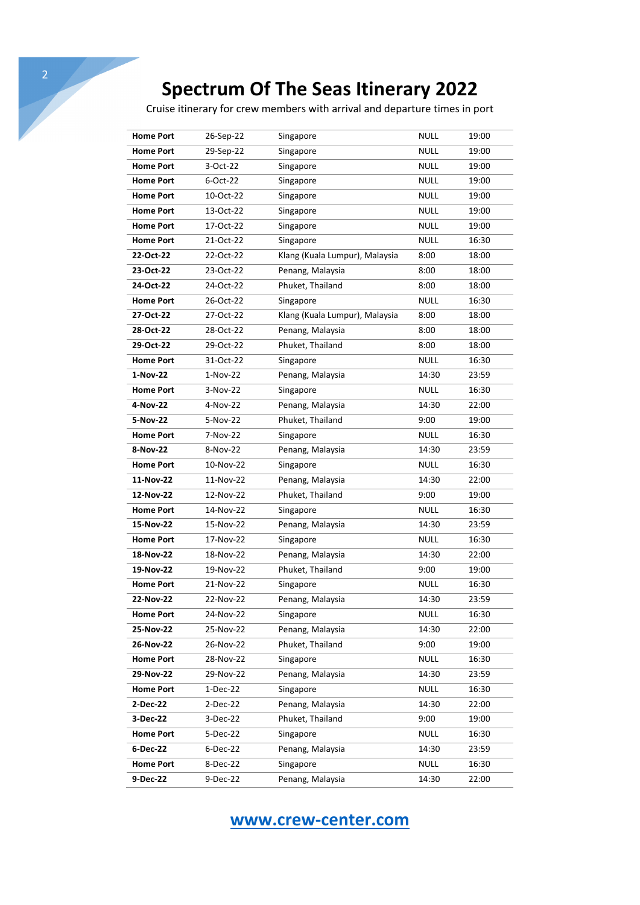# Spectrum Of The Seas Itinerary 2022

Cruise itinerary for crew members with arrival and departure times in port

| | | | | |
|---|---|---|---|---|
| **Home Port** | 26-Sep-22 | Singapore | NULL | 19:00 |
| **Home Port** | 29-Sep-22 | Singapore | NULL | 19:00 |
| **Home Port** | 3-Oct-22 | Singapore | NULL | 19:00 |
| **Home Port** | 6-Oct-22 | Singapore | NULL | 19:00 |
| **Home Port** | 10-Oct-22 | Singapore | NULL | 19:00 |
| **Home Port** | 13-Oct-22 | Singapore | NULL | 19:00 |
| **Home Port** | 17-Oct-22 | Singapore | NULL | 19:00 |
| **Home Port** | 21-Oct-22 | Singapore | NULL | 16:30 |
| **22-Oct-22** | 22-Oct-22 | Klang (Kuala Lumpur), Malaysia | 8:00 | 18:00 |
| **23-Oct-22** | 23-Oct-22 | Penang, Malaysia | 8:00 | 18:00 |
| **24-Oct-22** | 24-Oct-22 | Phuket, Thailand | 8:00 | 18:00 |
| **Home Port** | 26-Oct-22 | Singapore | NULL | 16:30 |
| **27-Oct-22** | 27-Oct-22 | Klang (Kuala Lumpur), Malaysia | 8:00 | 18:00 |
| **28-Oct-22** | 28-Oct-22 | Penang, Malaysia | 8:00 | 18:00 |
| **29-Oct-22** | 29-Oct-22 | Phuket, Thailand | 8:00 | 18:00 |
| **Home Port** | 31-Oct-22 | Singapore | NULL | 16:30 |
| **1-Nov-22** | 1-Nov-22 | Penang, Malaysia | 14:30 | 23:59 |
| **Home Port** | 3-Nov-22 | Singapore | NULL | 16:30 |
| **4-Nov-22** | 4-Nov-22 | Penang, Malaysia | 14:30 | 22:00 |
| **5-Nov-22** | 5-Nov-22 | Phuket, Thailand | 9:00 | 19:00 |
| **Home Port** | 7-Nov-22 | Singapore | NULL | 16:30 |
| **8-Nov-22** | 8-Nov-22 | Penang, Malaysia | 14:30 | 23:59 |
| **Home Port** | 10-Nov-22 | Singapore | NULL | 16:30 |
| **11-Nov-22** | 11-Nov-22 | Penang, Malaysia | 14:30 | 22:00 |
| **12-Nov-22** | 12-Nov-22 | Phuket, Thailand | 9:00 | 19:00 |
| **Home Port** | 14-Nov-22 | Singapore | NULL | 16:30 |
| **15-Nov-22** | 15-Nov-22 | Penang, Malaysia | 14:30 | 23:59 |
| **Home Port** | 17-Nov-22 | Singapore | NULL | 16:30 |
| **18-Nov-22** | 18-Nov-22 | Penang, Malaysia | 14:30 | 22:00 |
| **19-Nov-22** | 19-Nov-22 | Phuket, Thailand | 9:00 | 19:00 |
| **Home Port** | 21-Nov-22 | Singapore | NULL | 16:30 |
| **22-Nov-22** | 22-Nov-22 | Penang, Malaysia | 14:30 | 23:59 |
| **Home Port** | 24-Nov-22 | Singapore | NULL | 16:30 |
| **25-Nov-22** | 25-Nov-22 | Penang, Malaysia | 14:30 | 22:00 |
| **26-Nov-22** | 26-Nov-22 | Phuket, Thailand | 9:00 | 19:00 |
| **Home Port** | 28-Nov-22 | Singapore | NULL | 16:30 |
| **29-Nov-22** | 29-Nov-22 | Penang, Malaysia | 14:30 | 23:59 |
| **Home Port** | 1-Dec-22 | Singapore | NULL | 16:30 |
| **2-Dec-22** | 2-Dec-22 | Penang, Malaysia | 14:30 | 22:00 |
| **3-Dec-22** | 3-Dec-22 | Phuket, Thailand | 9:00 | 19:00 |
| **Home Port** | 5-Dec-22 | Singapore | NULL | 16:30 |
| **6-Dec-22** | 6-Dec-22 | Penang, Malaysia | 14:30 | 23:59 |
| **Home Port** | 8-Dec-22 | Singapore | NULL | 16:30 |
| **9-Dec-22** | 9-Dec-22 | Penang, Malaysia | 14:30 | 22:00 |

[www.crew-center.com](http://www.crew-center.com)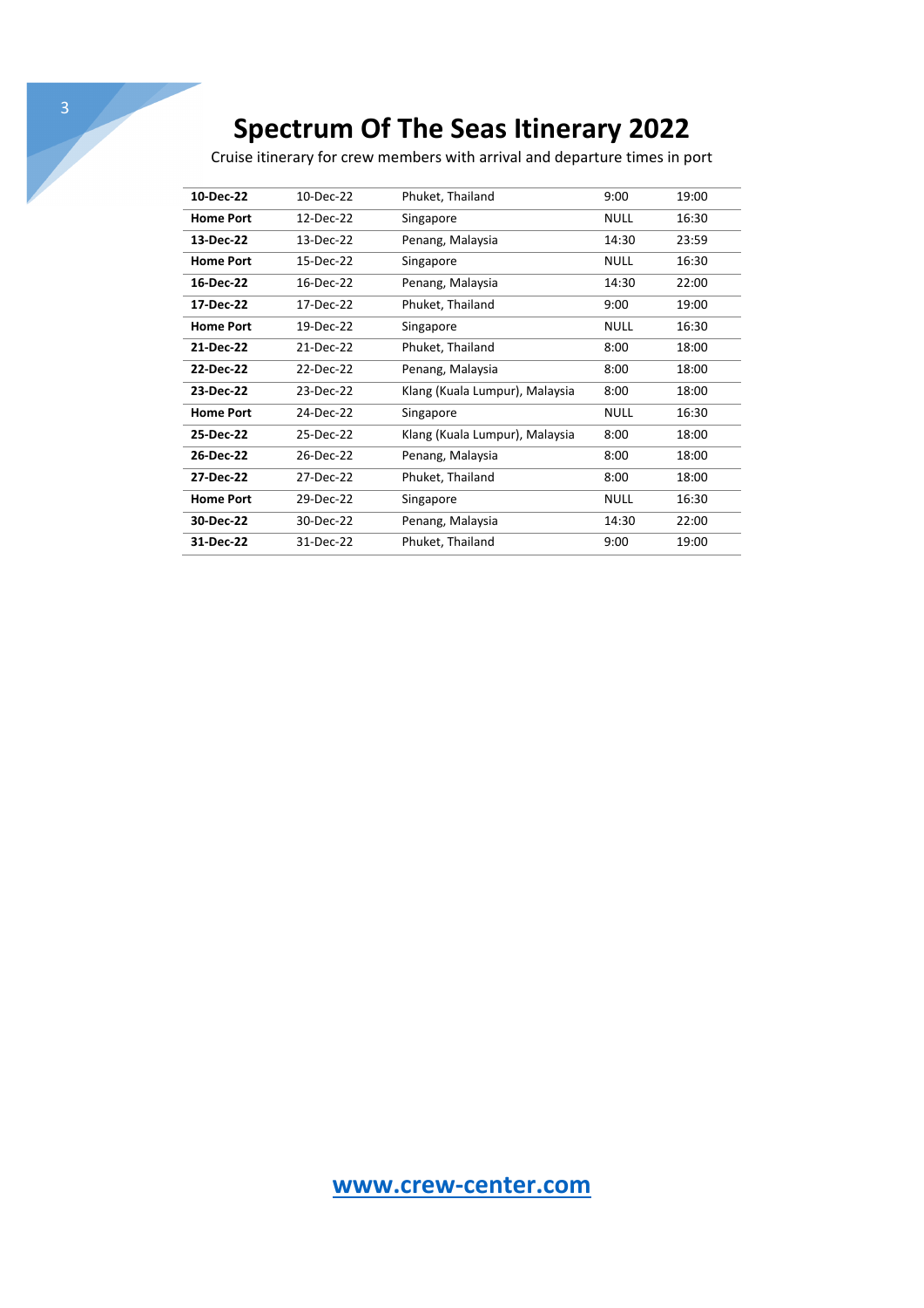# Spectrum Of The Seas Itinerary 2022

Cruise itinerary for crew members with arrival and departure times in port

| | | | | |
|---|---|---|---|---|
| **10-Dec-22** | 10-Dec-22 | Phuket, Thailand | 9:00 | 19:00 |
| **Home Port** | 12-Dec-22 | Singapore | NULL | 16:30 |
| **13-Dec-22** | 13-Dec-22 | Penang, Malaysia | 14:30 | 23:59 |
| **Home Port** | 15-Dec-22 | Singapore | NULL | 16:30 |
| **16-Dec-22** | 16-Dec-22 | Penang, Malaysia | 14:30 | 22:00 |
| **17-Dec-22** | 17-Dec-22 | Phuket, Thailand | 9:00 | 19:00 |
| **Home Port** | 19-Dec-22 | Singapore | NULL | 16:30 |
| **21-Dec-22** | 21-Dec-22 | Phuket, Thailand | 8:00 | 18:00 |
| **22-Dec-22** | 22-Dec-22 | Penang, Malaysia | 8:00 | 18:00 |
| **23-Dec-22** | 23-Dec-22 | Klang (Kuala Lumpur), Malaysia | 8:00 | 18:00 |
| **Home Port** | 24-Dec-22 | Singapore | NULL | 16:30 |
| **25-Dec-22** | 25-Dec-22 | Klang (Kuala Lumpur), Malaysia | 8:00 | 18:00 |
| **26-Dec-22** | 26-Dec-22 | Penang, Malaysia | 8:00 | 18:00 |
| **27-Dec-22** | 27-Dec-22 | Phuket, Thailand | 8:00 | 18:00 |
| **Home Port** | 29-Dec-22 | Singapore | NULL | 16:30 |
| **30-Dec-22** | 30-Dec-22 | Penang, Malaysia | 14:30 | 22:00 |
| **31-Dec-22** | 31-Dec-22 | Phuket, Thailand | 9:00 | 19:00 |

**www.crew-center.com**